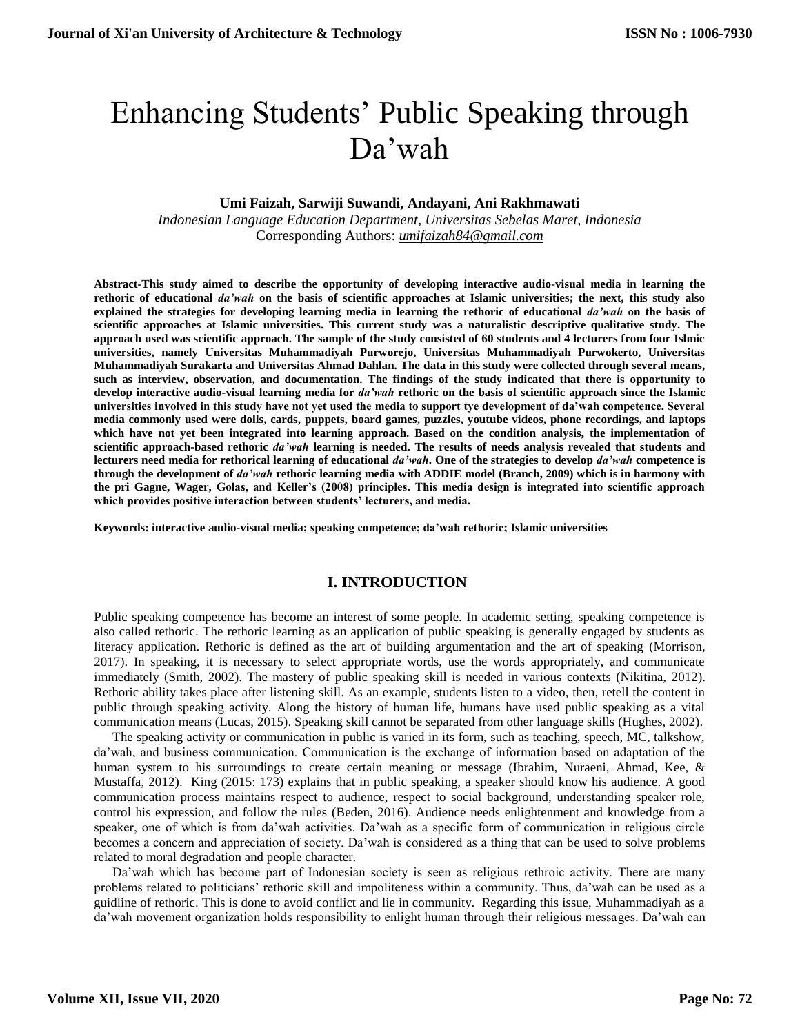# Enhancing Students' Public Speaking through Da'wah

**Umi Faizah, Sarwiji Suwandi, Andayani, Ani Rakhmawati**

*Indonesian Language Education Department, Universitas Sebelas Maret, Indonesia*

Corresponding Authors: *umifaizah84@gmail.com*

**Abstract-This study aimed to describe the opportunity of developing interactive audio-visual media in learning the rethoric of educational *da'wah* on the basis of scientific approaches at Islamic universities; the next, this study also explained the strategies for developing learning media in learning the rethoric of educational *da'wah* on the basis of scientific approaches at Islamic universities. This current study was a naturalistic descriptive qualitative study. The approach used was scientific approach. The sample of the study consisted of 60 students and 4 lecturers from four Islmic universities, namely Universitas Muhammadiyah Purworejo, Universitas Muhammadiyah Purwokerto, Universitas Muhammadiyah Surakarta and Universitas Ahmad Dahlan. The data in this study were collected through several means, such as interview, observation, and documentation. The findings of the study indicated that there is opportunity to develop interactive audio-visual learning media for *da'wah* rethoric on the basis of scientific approach since the Islamic universities involved in this study have not yet used the media to support tye development of da'wah competence. Several media commonly used were dolls, cards, puppets, board games, puzzles, youtube videos, phone recordings, and laptops which have not yet been integrated into learning approach. Based on the condition analysis, the implementation of scientific approach-based rethoric *da'wah* learning is needed. The results of needs analysis revealed that students and lecturers need media for rethorical learning of educational *da'wah*. One of the strategies to develop *da'wah* competence is through the development of *da'wah* rethoric learning media with ADDIE model (Branch, 2009) which is in harmony with the pri Gagne, Wager, Golas, and Keller's (2008) principles. This media design is integrated into scientific approach which provides positive interaction between students' lecturers, and media.**

**Keywords: interactive audio-visual media; speaking competence; da'wah rethoric; Islamic universities**

## I. INTRODUCTION

Public speaking competence has become an interest of some people. In academic setting, speaking competence is also called rethoric. The rethoric learning as an application of public speaking is generally engaged by students as literacy application. Rethoric is defined as the art of building argumentation and the art of speaking (Morrison, 2017). In speaking, it is necessary to select appropriate words, use the words appropriately, and communicate immediately (Smith, 2002). The mastery of public speaking skill is needed in various contexts (Nikitina, 2012). Rethoric ability takes place after listening skill. As an example, students listen to a video, then, retell the content in public through speaking activity. Along the history of human life, humans have used public speaking as a vital communication means (Lucas, 2015). Speaking skill cannot be separated from other language skills (Hughes, 2002).

The speaking activity or communication in public is varied in its form, such as teaching, speech, MC, talkshow, da'wah, and business communication. Communication is the exchange of information based on adaptation of the human system to his surroundings to create certain meaning or message (Ibrahim, Nuraeni, Ahmad, Kee, & Mustaffa, 2012). King (2015: 173) explains that in public speaking, a speaker should know his audience. A good communication process maintains respect to audience, respect to social background, understanding speaker role, control his expression, and follow the rules (Beden, 2016). Audience needs enlightenment and knowledge from a speaker, one of which is from da'wah activities. Da'wah as a specific form of communication in religious circle becomes a concern and appreciation of society. Da'wah is considered as a thing that can be used to solve problems related to moral degradation and people character.

Da'wah which has become part of Indonesian society is seen as religious rethroic activity. There are many problems related to politicians' rethoric skill and impoliteness within a community. Thus, da'wah can be used as a guidline of rethoric. This is done to avoid conflict and lie in community. Regarding this issue, Muhammadiyah as a da'wah movement organization holds responsibility to enlight human through their religious messages. Da'wah can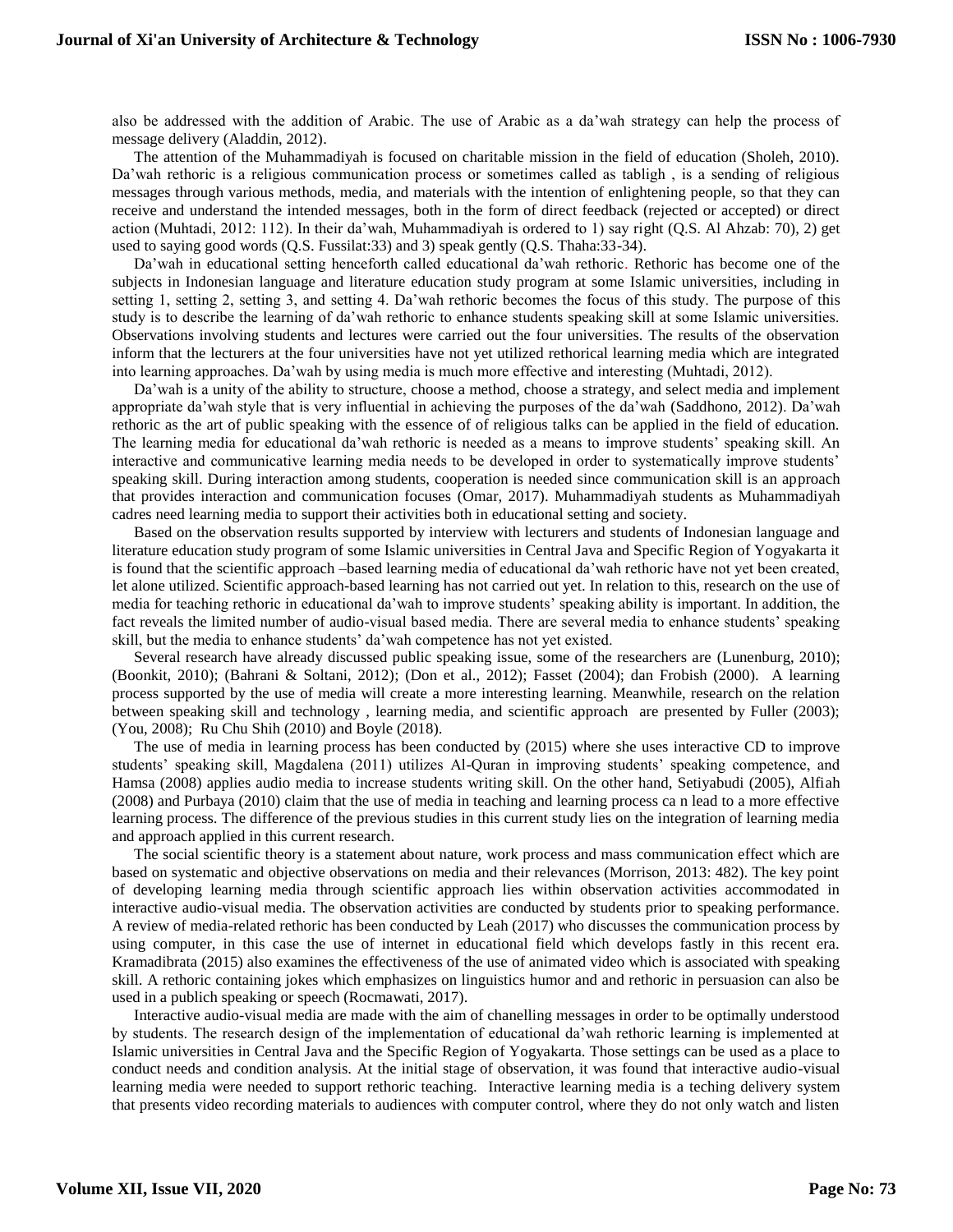also be addressed with the addition of Arabic. The use of Arabic as a da'wah strategy can help the process of message delivery (Aladdin, 2012).

The attention of the Muhammadiyah is focused on charitable mission in the field of education (Sholeh, 2010). Da'wah rethoric is a religious communication process or sometimes called as tabligh , is a sending of religious messages through various methods, media, and materials with the intention of enlightening people, so that they can receive and understand the intended messages, both in the form of direct feedback (rejected or accepted) or direct action (Muhtadi, 2012: 112). In their da'wah, Muhammadiyah is ordered to 1) say right (Q.S. Al Ahzab: 70), 2) get used to saying good words (Q.S. Fussilat:33) and 3) speak gently (Q.S. Thaha:33-34).

Da'wah in educational setting henceforth called educational da'wah rethoric. Rethoric has become one of the subjects in Indonesian language and literature education study program at some Islamic universities, including in setting 1, setting 2, setting 3, and setting 4. Da'wah rethoric becomes the focus of this study. The purpose of this study is to describe the learning of da'wah rethoric to enhance students speaking skill at some Islamic universities. Observations involving students and lectures were carried out the four universities. The results of the observation inform that the lecturers at the four universities have not yet utilized rethorical learning media which are integrated into learning approaches. Da'wah by using media is much more effective and interesting (Muhtadi, 2012).

Da'wah is a unity of the ability to structure, choose a method, choose a strategy, and select media and implement appropriate da'wah style that is very influential in achieving the purposes of the da'wah (Saddhono, 2012). Da'wah rethoric as the art of public speaking with the essence of of religious talks can be applied in the field of education. The learning media for educational da'wah rethoric is needed as a means to improve students' speaking skill. An interactive and communicative learning media needs to be developed in order to systematically improve students' speaking skill. During interaction among students, cooperation is needed since communication skill is an approach that provides interaction and communication focuses (Omar, 2017). Muhammadiyah students as Muhammadiyah cadres need learning media to support their activities both in educational setting and society.

Based on the observation results supported by interview with lecturers and students of Indonesian language and literature education study program of some Islamic universities in Central Java and Specific Region of Yogyakarta it is found that the scientific approach –based learning media of educational da'wah rethoric have not yet been created, let alone utilized. Scientific approach-based learning has not carried out yet. In relation to this, research on the use of media for teaching rethoric in educational da'wah to improve students' speaking ability is important. In addition, the fact reveals the limited number of audio-visual based media. There are several media to enhance students' speaking skill, but the media to enhance students' da'wah competence has not yet existed.

Several research have already discussed public speaking issue, some of the researchers are (Lunenburg, 2010); (Boonkit, 2010); (Bahrani & Soltani, 2012); (Don et al., 2012); Fasset (2004); dan Frobish (2000). A learning process supported by the use of media will create a more interesting learning. Meanwhile, research on the relation between speaking skill and technology , learning media, and scientific approach are presented by Fuller (2003); (You, 2008); Ru Chu Shih (2010) and Boyle (2018).

The use of media in learning process has been conducted by (2015) where she uses interactive CD to improve students' speaking skill, Magdalena (2011) utilizes Al-Quran in improving students' speaking competence, and Hamsa (2008) applies audio media to increase students writing skill. On the other hand, Setiyabudi (2005), Alfiah (2008) and Purbaya (2010) claim that the use of media in teaching and learning process ca n lead to a more effective learning process. The difference of the previous studies in this current study lies on the integration of learning media and approach applied in this current research.

The social scientific theory is a statement about nature, work process and mass communication effect which are based on systematic and objective observations on media and their relevances (Morrison, 2013: 482). The key point of developing learning media through scientific approach lies within observation activities accommodated in interactive audio-visual media. The observation activities are conducted by students prior to speaking performance. A review of media-related rethoric has been conducted by Leah (2017) who discusses the communication process by using computer, in this case the use of internet in educational field which develops fastly in this recent era. Kramadibrata (2015) also examines the effectiveness of the use of animated video which is associated with speaking skill. A rethoric containing jokes which emphasizes on linguistics humor and and rethoric in persuasion can also be used in a publich speaking or speech (Rocmawati, 2017).

Interactive audio-visual media are made with the aim of chanelling messages in order to be optimally understood by students. The research design of the implementation of educational da'wah rethoric learning is implemented at Islamic universities in Central Java and the Specific Region of Yogyakarta. Those settings can be used as a place to conduct needs and condition analysis. At the initial stage of observation, it was found that interactive audio-visual learning media were needed to support rethoric teaching. Interactive learning media is a teching delivery system that presents video recording materials to audiences with computer control, where they do not only watch and listen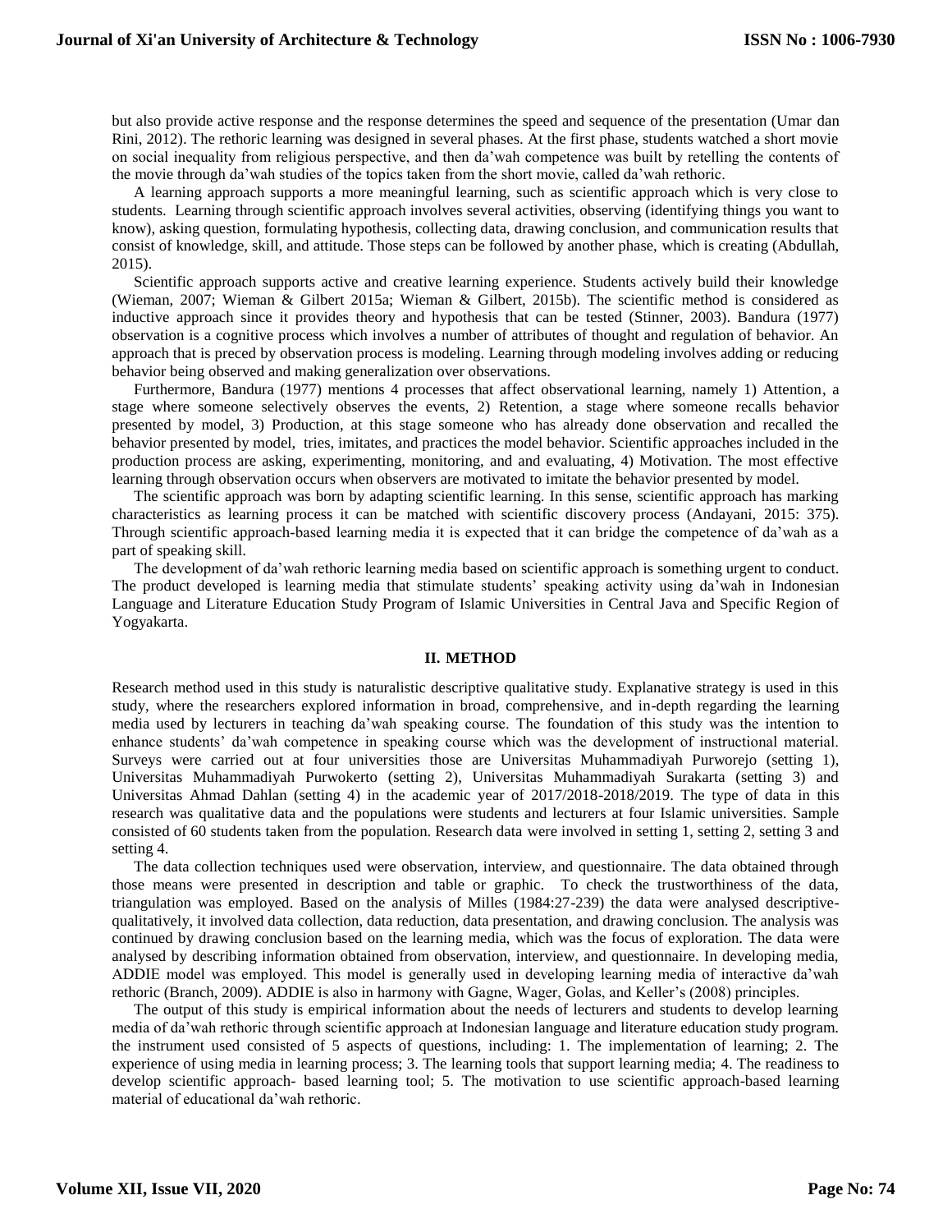but also provide active response and the response determines the speed and sequence of the presentation (Umar dan Rini, 2012). The rethoric learning was designed in several phases. At the first phase, students watched a short movie on social inequality from religious perspective, and then da'wah competence was built by retelling the contents of the movie through da'wah studies of the topics taken from the short movie, called da'wah rethoric.

A learning approach supports a more meaningful learning, such as scientific approach which is very close to students. Learning through scientific approach involves several activities, observing (identifying things you want to know), asking question, formulating hypothesis, collecting data, drawing conclusion, and communication results that consist of knowledge, skill, and attitude. Those steps can be followed by another phase, which is creating (Abdullah, 2015).

Scientific approach supports active and creative learning experience. Students actively build their knowledge (Wieman, 2007; Wieman & Gilbert 2015a; Wieman & Gilbert, 2015b). The scientific method is considered as inductive approach since it provides theory and hypothesis that can be tested (Stinner, 2003). Bandura (1977) observation is a cognitive process which involves a number of attributes of thought and regulation of behavior. An approach that is preced by observation process is modeling. Learning through modeling involves adding or reducing behavior being observed and making generalization over observations.

Furthermore, Bandura (1977) mentions 4 processes that affect observational learning, namely 1) Attention, a stage where someone selectively observes the events, 2) Retention, a stage where someone recalls behavior presented by model, 3) Production, at this stage someone who has already done observation and recalled the behavior presented by model, tries, imitates, and practices the model behavior. Scientific approaches included in the production process are asking, experimenting, monitoring, and and evaluating, 4) Motivation. The most effective learning through observation occurs when observers are motivated to imitate the behavior presented by model.

The scientific approach was born by adapting scientific learning. In this sense, scientific approach has marking characteristics as learning process it can be matched with scientific discovery process (Andayani, 2015: 375). Through scientific approach-based learning media it is expected that it can bridge the competence of da'wah as a part of speaking skill.

The development of da'wah rethoric learning media based on scientific approach is something urgent to conduct. The product developed is learning media that stimulate students' speaking activity using da'wah in Indonesian Language and Literature Education Study Program of Islamic Universities in Central Java and Specific Region of Yogyakarta.

## II. METHOD

Research method used in this study is naturalistic descriptive qualitative study. Explanative strategy is used in this study, where the researchers explored information in broad, comprehensive, and in-depth regarding the learning media used by lecturers in teaching da'wah speaking course. The foundation of this study was the intention to enhance students' da'wah competence in speaking course which was the development of instructional material. Surveys were carried out at four universities those are Universitas Muhammadiyah Purworejo (setting 1), Universitas Muhammadiyah Purwokerto (setting 2), Universitas Muhammadiyah Surakarta (setting 3) and Universitas Ahmad Dahlan (setting 4) in the academic year of 2017/2018-2018/2019. The type of data in this research was qualitative data and the populations were students and lecturers at four Islamic universities. Sample consisted of 60 students taken from the population. Research data were involved in setting 1, setting 2, setting 3 and setting 4.

The data collection techniques used were observation, interview, and questionnaire. The data obtained through those means were presented in description and table or graphic. To check the trustworthiness of the data, triangulation was employed. Based on the analysis of Milles (1984:27-239) the data were analysed descriptive-qualitatively, it involved data collection, data reduction, data presentation, and drawing conclusion. The analysis was continued by drawing conclusion based on the learning media, which was the focus of exploration. The data were analysed by describing information obtained from observation, interview, and questionnaire. In developing media, ADDIE model was employed. This model is generally used in developing learning media of interactive da'wah rethoric (Branch, 2009). ADDIE is also in harmony with Gagne, Wager, Golas, and Keller's (2008) principles.

The output of this study is empirical information about the needs of lecturers and students to develop learning media of da'wah rethoric through scientific approach at Indonesian language and literature education study program. the instrument used consisted of 5 aspects of questions, including: 1. The implementation of learning; 2. The experience of using media in learning process; 3. The learning tools that support learning media; 4. The readiness to develop scientific approach- based learning tool; 5. The motivation to use scientific approach-based learning material of educational da'wah rethoric.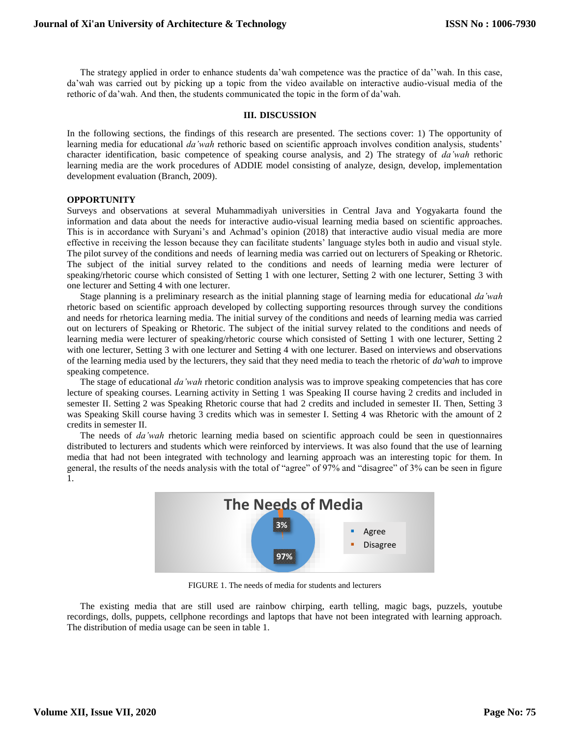The strategy applied in order to enhance students da'wah competence was the practice of da''wah. In this case, da'wah was carried out by picking up a topic from the video available on interactive audio-visual media of the rethoric of da'wah. And then, the students communicated the topic in the form of da'wah.

## III. DISCUSSION

In the following sections, the findings of this research are presented. The sections cover: 1) The opportunity of learning media for educational *da'wah* rethoric based on scientific approach involves condition analysis, students' character identification, basic competence of speaking course analysis, and 2) The strategy of *da'wah* rethoric learning media are the work procedures of ADDIE model consisting of analyze, design, develop, implementation development evaluation (Branch, 2009).

### OPPORTUNITY

Surveys and observations at several Muhammadiyah universities in Central Java and Yogyakarta found the information and data about the needs for interactive audio-visual learning media based on scientific approaches. This is in accordance with Suryani's and Achmad's opinion (2018) that interactive audio visual media are more effective in receiving the lesson because they can facilitate students' language styles both in audio and visual style. The pilot survey of the conditions and needs of learning media was carried out on lecturers of Speaking or Rhetoric. The subject of the initial survey related to the conditions and needs of learning media were lecturer of speaking/rhetoric course which consisted of Setting 1 with one lecturer, Setting 2 with one lecturer, Setting 3 with one lecturer and Setting 4 with one lecturer.

Stage planning is a preliminary research as the initial planning stage of learning media for educational *da'wah* rhetoric based on scientific approach developed by collecting supporting resources through survey the conditions and needs for rhetorica learning media. The initial survey of the conditions and needs of learning media was carried out on lecturers of Speaking or Rhetoric. The subject of the initial survey related to the conditions and needs of learning media were lecturer of speaking/rhetoric course which consisted of Setting 1 with one lecturer, Setting 2 with one lecturer, Setting 3 with one lecturer and Setting 4 with one lecturer. Based on interviews and observations of the learning media used by the lecturers, they said that they need media to teach the rhetoric of *da'wah* to improve speaking competence.

The stage of educational *da'wah* rhetoric condition analysis was to improve speaking competencies that has core lecture of speaking courses. Learning activity in Setting 1 was Speaking II course having 2 credits and included in semester II. Setting 2 was Speaking Rhetoric course that had 2 credits and included in semester II. Then, Setting 3 was Speaking Skill course having 3 credits which was in semester I. Setting 4 was Rhetoric with the amount of 2 credits in semester II.

The needs of *da'wah* rhetoric learning media based on scientific approach could be seen in questionnaires distributed to lecturers and students which were reinforced by interviews. It was also found that the use of learning media that had not been integrated with technology and learning approach was an interesting topic for them. In general, the results of the needs analysis with the total of "agree" of 97% and "disagree" of 3% can be seen in figure 1.

FIGURE 1. The needs of media for students and lecturers

The existing media that are still used are rainbow chirping, earth telling, magic bags, puzzels, youtube recordings, dolls, puppets, cellphone recordings and laptops that have not been integrated with learning approach. The distribution of media usage can be seen in table 1.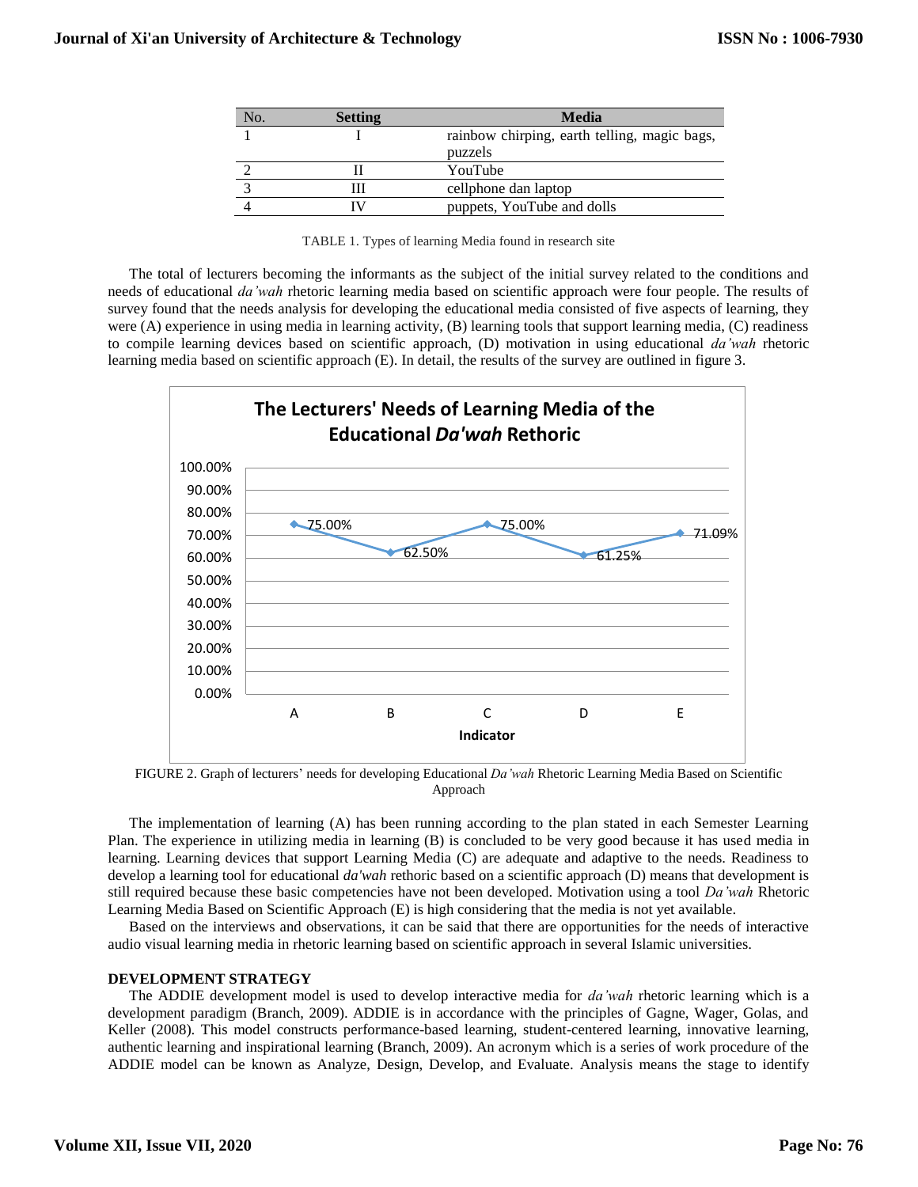| No. | Setting | Media |
|---|---|---|
| 1 | I | rainbow chirping, earth telling, magic bags, puzzels |
| 2 | II | YouTube |
| 3 | III | cellphone dan laptop |
| 4 | IV | puppets, YouTube and dolls |

TABLE 1. Types of learning Media found in research site

The total of lecturers becoming the informants as the subject of the initial survey related to the conditions and needs of educational *da'wah* rhetoric learning media based on scientific approach were four people. The results of survey found that the needs analysis for developing the educational media consisted of five aspects of learning, they were (A) experience in using media in learning activity, (B) learning tools that support learning media, (C) readiness to compile learning devices based on scientific approach, (D) motivation in using educational *da'wah* rhetoric learning media based on scientific approach (E). In detail, the results of the survey are outlined in figure 3.

**The Lecturers' Needs of Learning Media of the Educational *Da'wah* Rethoric**

| Indicator | A | B | C | D | E |
|---|---|---|---|---|---|
| Value | 75.00% | 62.50% | 75.00% | 61.25% | 71.09% |

FIGURE 2. Graph of lecturers' needs for developing Educational *Da'wah* Rhetoric Learning Media Based on Scientific Approach

The implementation of learning (A) has been running according to the plan stated in each Semester Learning Plan. The experience in utilizing media in learning (B) is concluded to be very good because it has used media in learning. Learning devices that support Learning Media (C) are adequate and adaptive to the needs. Readiness to develop a learning tool for educational *da'wah* rethoric based on a scientific approach (D) means that development is still required because these basic competencies have not been developed. Motivation using a tool *Da'wah* Rhetoric Learning Media Based on Scientific Approach (E) is high considering that the media is not yet available.

Based on the interviews and observations, it can be said that there are opportunities for the needs of interactive audio visual learning media in rhetoric learning based on scientific approach in several Islamic universities.

## DEVELOPMENT STRATEGY

The ADDIE development model is used to develop interactive media for *da'wah* rhetoric learning which is a development paradigm (Branch, 2009). ADDIE is in accordance with the principles of Gagne, Wager, Golas, and Keller (2008). This model constructs performance-based learning, student-centered learning, innovative learning, authentic learning and inspirational learning (Branch, 2009). An acronym which is a series of work procedure of the ADDIE model can be known as Analyze, Design, Develop, and Evaluate. Analysis means the stage to identify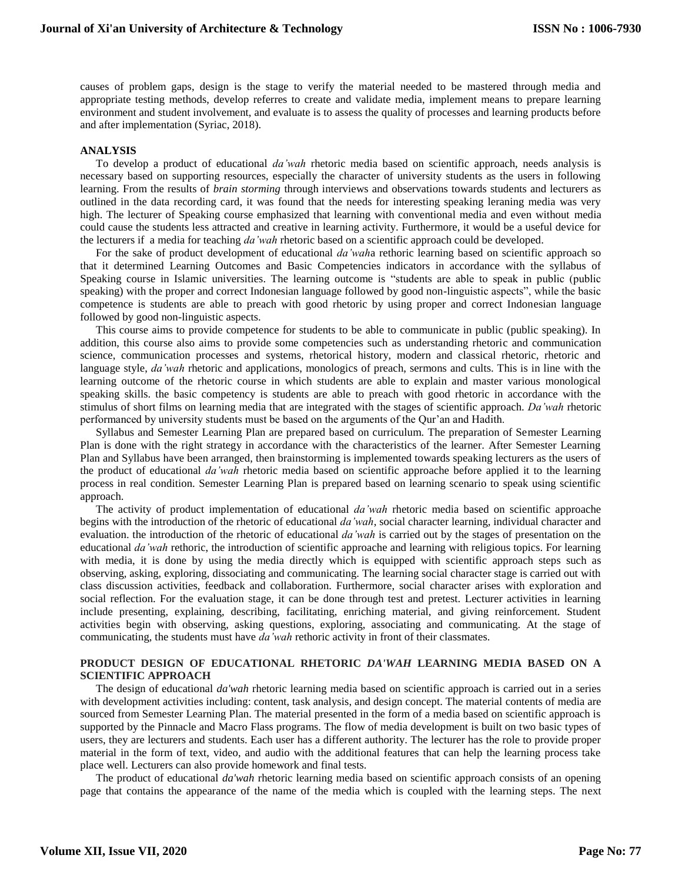causes of problem gaps, design is the stage to verify the material needed to be mastered through media and appropriate testing methods, develop referres to create and validate media, implement means to prepare learning environment and student involvement, and evaluate is to assess the quality of processes and learning products before and after implementation (Syriac, 2018).

**ANALYSIS**

To develop a product of educational *da'wah* rhetoric media based on scientific approach, needs analysis is necessary based on supporting resources, especially the character of university students as the users in following learning. From the results of *brain storming* through interviews and observations towards students and lecturers as outlined in the data recording card, it was found that the needs for interesting speaking leraning media was very high. The lecturer of Speaking course emphasized that learning with conventional media and even without media could cause the students less attracted and creative in learning activity. Furthermore, it would be a useful device for the lecturers if a media for teaching *da'wah* rhetoric based on a scientific approach could be developed.

For the sake of product development of educational *da'wah*a rhetoric learning based on scientific approach so that it determined Learning Outcomes and Basic Competencies indicators in accordance with the syllabus of Speaking course in Islamic universities. The learning outcome is "students are able to speak in public (public speaking) with the proper and correct Indonesian language followed by good non-linguistic aspects", while the basic competence is students are able to preach with good rhetoric by using proper and correct Indonesian language followed by good non-linguistic aspects.

This course aims to provide competence for students to be able to communicate in public (public speaking). In addition, this course also aims to provide some competencies such as understanding rhetoric and communication science, communication processes and systems, rhetorical history, modern and classical rhetoric, rhetoric and language style, *da'wah* rhetoric and applications, monologics of preach, sermons and cults. This is in line with the learning outcome of the rhetoric course in which students are able to explain and master various monological speaking skills. the basic competency is students are able to preach with good rhetoric in accordance with the stimulus of short films on learning media that are integrated with the stages of scientific approach. *Da'wah* rhetoric performanced by university students must be based on the arguments of the Qur'an and Hadith.

Syllabus and Semester Learning Plan are prepared based on curriculum. The preparation of Semester Learning Plan is done with the right strategy in accordance with the characteristics of the learner. After Semester Learning Plan and Syllabus have been arranged, then brainstorming is implemented towards speaking lecturers as the users of the product of educational *da'wah* rhetoric media based on scientific approache before applied it to the learning process in real condition. Semester Learning Plan is prepared based on learning scenario to speak using scientific approach.

The activity of product implementation of educational *da'wah* rhetoric media based on scientific approache begins with the introduction of the rhetoric of educational *da'wah*, social character learning, individual character and evaluation. the introduction of the rhetoric of educational *da'wah* is carried out by the stages of presentation on the educational *da'wah* rethoric, the introduction of scientific approache and learning with religious topics. For learning with media, it is done by using the media directly which is equipped with scientific approach steps such as observing, asking, exploring, dissociating and communicating. The learning social character stage is carried out with class discussion activities, feedback and collaboration. Furthermore, social character arises with exploration and social reflection. For the evaluation stage, it can be done through test and pretest. Lecturer activities in learning include presenting, explaining, describing, facilitating, enriching material, and giving reinforcement. Student activities begin with observing, asking questions, exploring, associating and communicating. At the stage of communicating, the students must have *da'wah* rethoric activity in front of their classmates.

**PRODUCT DESIGN OF EDUCATIONAL RHETORIC *DA'WAH* LEARNING MEDIA BASED ON A SCIENTIFIC APPROACH**

The design of educational *da'wah* rhetoric learning media based on scientific approach is carried out in a series with development activities including: content, task analysis, and design concept. The material contents of media are sourced from Semester Learning Plan. The material presented in the form of a media based on scientific approach is supported by the Pinnacle and Macro Flass programs. The flow of media development is built on two basic types of users, they are lecturers and students. Each user has a different authority. The lecturer has the role to provide proper material in the form of text, video, and audio with the additional features that can help the learning process take place well. Lecturers can also provide homework and final tests.

The product of educational *da'wah* rhetoric learning media based on scientific approach consists of an opening page that contains the appearance of the name of the media which is coupled with the learning steps. The next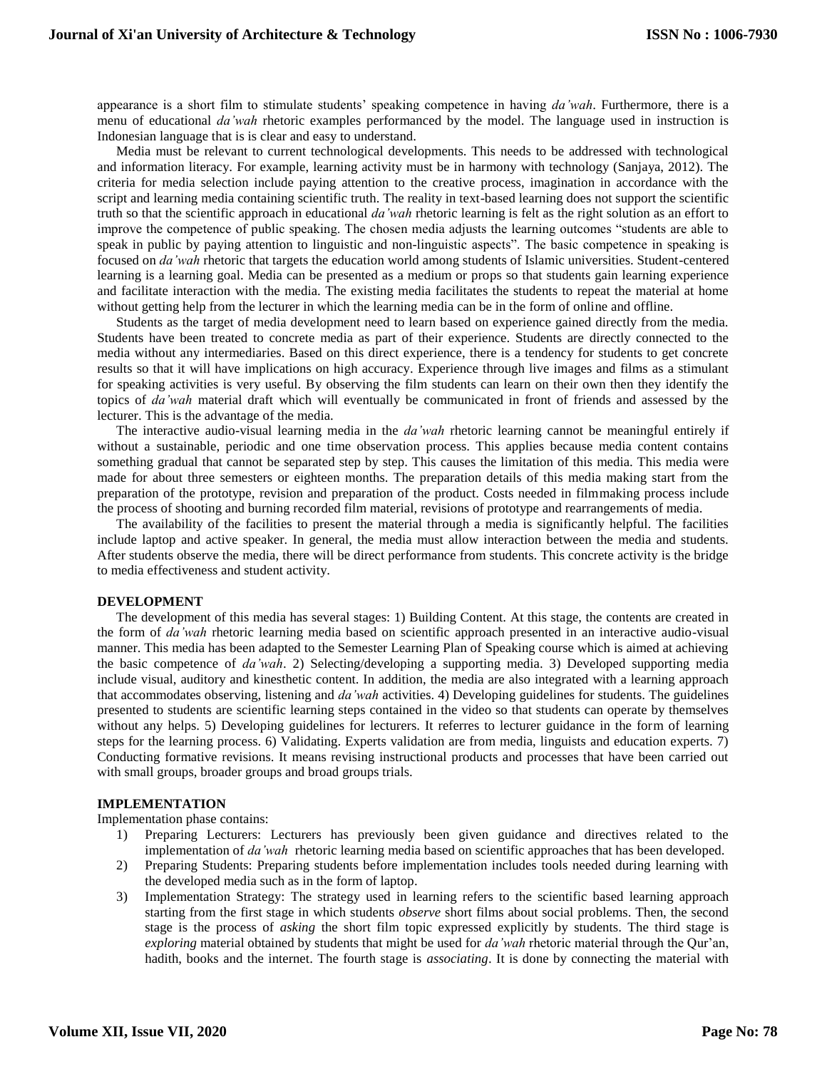appearance is a short film to stimulate students' speaking competence in having *da'wah*. Furthermore, there is a menu of educational *da'wah* rhetoric examples performanced by the model. The language used in instruction is Indonesian language that is is clear and easy to understand.

Media must be relevant to current technological developments. This needs to be addressed with technological and information literacy. For example, learning activity must be in harmony with technology (Sanjaya, 2012). The criteria for media selection include paying attention to the creative process, imagination in accordance with the script and learning media containing scientific truth. The reality in text-based learning does not support the scientific truth so that the scientific approach in educational *da'wah* rhetoric learning is felt as the right solution as an effort to improve the competence of public speaking. The chosen media adjusts the learning outcomes "students are able to speak in public by paying attention to linguistic and non-linguistic aspects". The basic competence in speaking is focused on *da'wah* rhetoric that targets the education world among students of Islamic universities. Student-centered learning is a learning goal. Media can be presented as a medium or props so that students gain learning experience and facilitate interaction with the media. The existing media facilitates the students to repeat the material at home without getting help from the lecturer in which the learning media can be in the form of online and offline.

Students as the target of media development need to learn based on experience gained directly from the media. Students have been treated to concrete media as part of their experience. Students are directly connected to the media without any intermediaries. Based on this direct experience, there is a tendency for students to get concrete results so that it will have implications on high accuracy. Experience through live images and films as a stimulant for speaking activities is very useful. By observing the film students can learn on their own then they identify the topics of *da'wah* material draft which will eventually be communicated in front of friends and assessed by the lecturer. This is the advantage of the media.

The interactive audio-visual learning media in the *da'wah* rhetoric learning cannot be meaningful entirely if without a sustainable, periodic and one time observation process. This applies because media content contains something gradual that cannot be separated step by step. This causes the limitation of this media. This media were made for about three semesters or eighteen months. The preparation details of this media making start from the preparation of the prototype, revision and preparation of the product. Costs needed in filmmaking process include the process of shooting and burning recorded film material, revisions of prototype and rearrangements of media.

The availability of the facilities to present the material through a media is significantly helpful. The facilities include laptop and active speaker. In general, the media must allow interaction between the media and students. After students observe the media, there will be direct performance from students. This concrete activity is the bridge to media effectiveness and student activity.

**DEVELOPMENT**

The development of this media has several stages: 1) Building Content. At this stage, the contents are created in the form of *da'wah* rhetoric learning media based on scientific approach presented in an interactive audio-visual manner. This media has been adapted to the Semester Learning Plan of Speaking course which is aimed at achieving the basic competence of *da'wah*. 2) Selecting/developing a supporting media. 3) Developed supporting media include visual, auditory and kinesthetic content. In addition, the media are also integrated with a learning approach that accommodates observing, listening and *da'wah* activities. 4) Developing guidelines for students. The guidelines presented to students are scientific learning steps contained in the video so that students can operate by themselves without any helps. 5) Developing guidelines for lecturers. It referres to lecturer guidance in the form of learning steps for the learning process. 6) Validating. Experts validation are from media, linguists and education experts. 7) Conducting formative revisions. It means revising instructional products and processes that have been carried out with small groups, broader groups and broad groups trials.

**IMPLEMENTATION**

Implementation phase contains:

1) Preparing Lecturers: Lecturers has previously been given guidance and directives related to the implementation of *da'wah* rhetoric learning media based on scientific approaches that has been developed.
2) Preparing Students: Preparing students before implementation includes tools needed during learning with the developed media such as in the form of laptop.
3) Implementation Strategy: The strategy used in learning refers to the scientific based learning approach starting from the first stage in which students *observe* short films about social problems. Then, the second stage is the process of *asking* the short film topic expressed explicitly by students. The third stage is *exploring* material obtained by students that might be used for *da'wah* rhetoric material through the Qur'an, hadith, books and the internet. The fourth stage is *associating*. It is done by connecting the material with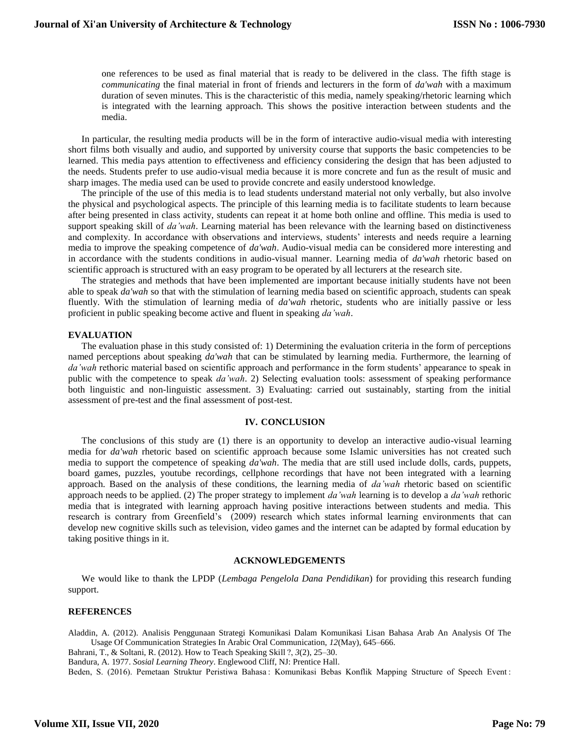one references to be used as final material that is ready to be delivered in the class. The fifth stage is *communicating* the final material in front of friends and lecturers in the form of *da'wah* with a maximum duration of seven minutes. This is the characteristic of this media, namely speaking/rhetoric learning which is integrated with the learning approach. This shows the positive interaction between students and the media.

In particular, the resulting media products will be in the form of interactive audio-visual media with interesting short films both visually and audio, and supported by university course that supports the basic competencies to be learned. This media pays attention to effectiveness and efficiency considering the design that has been adjusted to the needs. Students prefer to use audio-visual media because it is more concrete and fun as the result of music and sharp images. The media used can be used to provide concrete and easily understood knowledge.

The principle of the use of this media is to lead students understand material not only verbally, but also involve the physical and psychological aspects. The principle of this learning media is to facilitate students to learn because after being presented in class activity, students can repeat it at home both online and offline. This media is used to support speaking skill of *da'wah*. Learning material has been relevance with the learning based on distinctiveness and complexity. In accordance with observations and interviews, students' interests and needs require a learning media to improve the speaking competence of *da'wah*. Audio-visual media can be considered more interesting and in accordance with the students conditions in audio-visual manner. Learning media of *da'wah* rhetoric based on scientific approach is structured with an easy program to be operated by all lecturers at the research site.

The strategies and methods that have been implemented are important because initially students have not been able to speak *da'wah* so that with the stimulation of learning media based on scientific approach, students can speak fluently. With the stimulation of learning media of *da'wah* rhetoric, students who are initially passive or less proficient in public speaking become active and fluent in speaking *da'wah*.

### EVALUATION

The evaluation phase in this study consisted of: 1) Determining the evaluation criteria in the form of perceptions named perceptions about speaking *da'wah* that can be stimulated by learning media. Furthermore, the learning of *da'wah* rethoric material based on scientific approach and performance in the form students' appearance to speak in public with the competence to speak *da'wah*. 2) Selecting evaluation tools: assessment of speaking performance both linguistic and non-linguistic assessment. 3) Evaluating: carried out sustainably, starting from the initial assessment of pre-test and the final assessment of post-test.

## IV. CONCLUSION

The conclusions of this study are (1) there is an opportunity to develop an interactive audio-visual learning media for *da'wah* rhetoric based on scientific approach because some Islamic universities has not created such media to support the competence of speaking *da'wah*. The media that are still used include dolls, cards, puppets, board games, puzzles, youtube recordings, cellphone recordings that have not been integrated with a learning approach. Based on the analysis of these conditions, the learning media of *da'wah* rhetoric based on scientific approach needs to be applied. (2) The proper strategy to implement *da'wah* learning is to develop a *da'wah* rethoric media that is integrated with learning approach having positive interactions between students and media. This research is contrary from Greenfield's (2009) research which states informal learning environments that can develop new cognitive skills such as television, video games and the internet can be adapted by formal education by taking positive things in it.

## ACKNOWLEDGEMENTS

We would like to thank the LPDP (*Lembaga Pengelola Dana Pendidikan*) for providing this research funding support.

### REFERENCES

Aladdin, A. (2012). Analisis Penggunaan Strategi Komunikasi Dalam Komunikasi Lisan Bahasa Arab An Analysis Of The Usage Of Communication Strategies In Arabic Oral Communication, *12*(May), 645–666.

Bahrani, T., & Soltani, R. (2012). How to Teach Speaking Skill ?, *3*(2), 25–30.

Bandura, A. 1977. *Sosial Learning Theory*. Englewood Cliff, NJ: Prentice Hall.

Beden, S. (2016). Pemetaan Struktur Peristiwa Bahasa : Komunikasi Bebas Konflik Mapping Structure of Speech Event :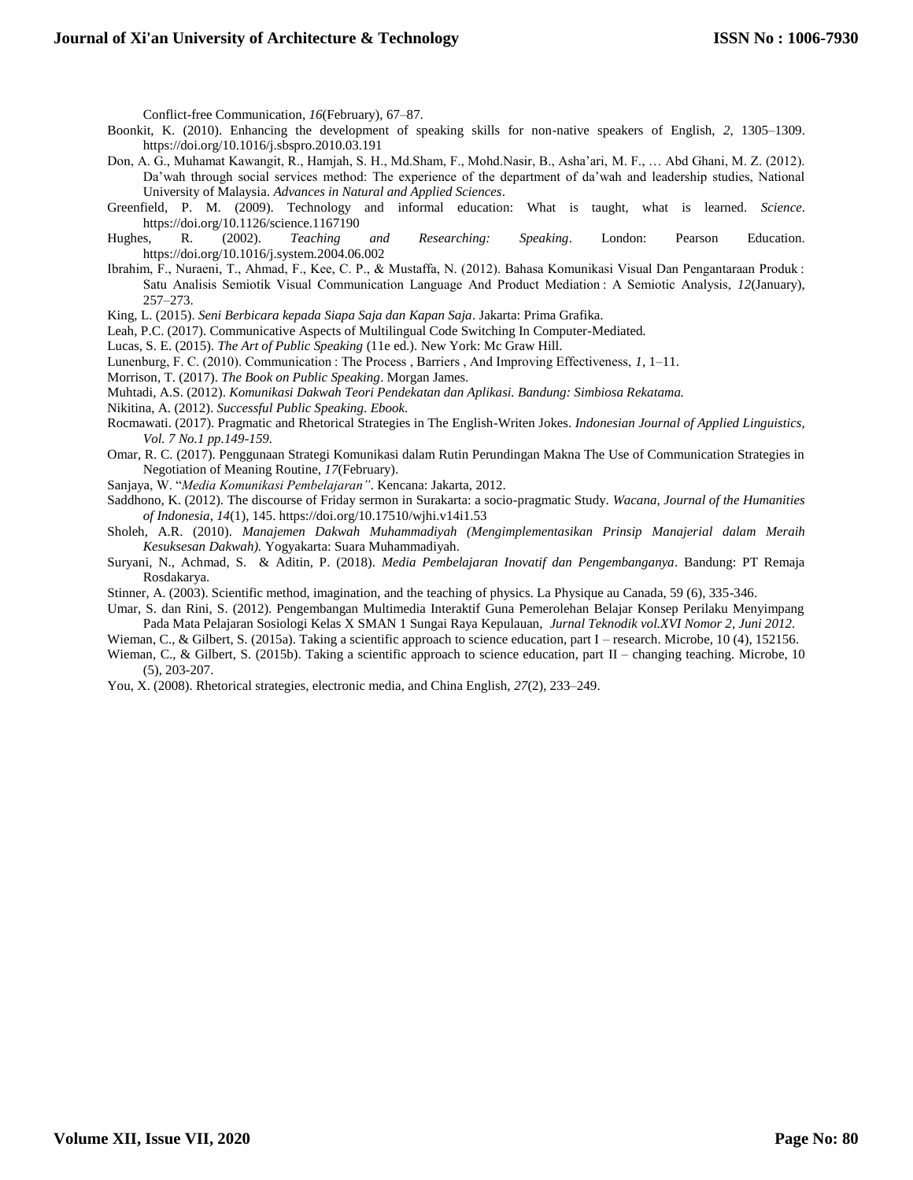Conflict-free Communication, *16*(February), 67–87.

Boonkit, K. (2010). Enhancing the development of speaking skills for non-native speakers of English, *2*, 1305–1309. https://doi.org/10.1016/j.sbspro.2010.03.191

Don, A. G., Muhamat Kawangit, R., Hamjah, S. H., Md.Sham, F., Mohd.Nasir, B., Asha'ari, M. F., … Abd Ghani, M. Z. (2012). Da'wah through social services method: The experience of the department of da'wah and leadership studies, National University of Malaysia. *Advances in Natural and Applied Sciences*.

Greenfield, P. M. (2009). Technology and informal education: What is taught, what is learned. *Science*. https://doi.org/10.1126/science.1167190

Hughes, R. (2002). *Teaching and Researching: Speaking*. London: Pearson Education. https://doi.org/10.1016/j.system.2004.06.002

Ibrahim, F., Nuraeni, T., Ahmad, F., Kee, C. P., & Mustaffa, N. (2012). Bahasa Komunikasi Visual Dan Pengantaraan Produk : Satu Analisis Semiotik Visual Communication Language And Product Mediation : A Semiotic Analysis, *12*(January), 257–273.

King, L. (2015). *Seni Berbicara kepada Siapa Saja dan Kapan Saja*. Jakarta: Prima Grafika.

Leah, P.C. (2017). Communicative Aspects of Multilingual Code Switching In Computer-Mediated.

Lucas, S. E. (2015). *The Art of Public Speaking* (11e ed.). New York: Mc Graw Hill.

Lunenburg, F. C. (2010). Communication : The Process , Barriers , And Improving Effectiveness, *1*, 1–11.

Morrison, T. (2017). *The Book on Public Speaking*. Morgan James.

Muhtadi, A.S. (2012). *Komunikasi Dakwah Teori Pendekatan dan Aplikasi. Bandung: Simbiosa Rekatama.*

Nikitina, A. (2012). *Successful Public Speaking. Ebook.*

Rocmawati. (2017). Pragmatic and Rhetorical Strategies in The English-Writen Jokes. *Indonesian Journal of Applied Linguistics, Vol. 7 No.1 pp.149-159.*

Omar, R. C. (2017). Penggunaan Strategi Komunikasi dalam Rutin Perundingan Makna The Use of Communication Strategies in Negotiation of Meaning Routine, *17*(February).

Sanjaya, W. "*Media Komunikasi Pembelajaran"*. Kencana: Jakarta, 2012.

Saddhono, K. (2012). The discourse of Friday sermon in Surakarta: a socio-pragmatic Study. *Wacana, Journal of the Humanities of Indonesia*, *14*(1), 145. https://doi.org/10.17510/wjhi.v14i1.53

Sholeh, A.R. (2010). *Manajemen Dakwah Muhammadiyah (Mengimplementasikan Prinsip Manajerial dalam Meraih Kesuksesan Dakwah).* Yogyakarta: Suara Muhammadiyah.

Suryani, N., Achmad, S. & Aditin, P. (2018). *Media Pembelajaran Inovatif dan Pengembanganya*. Bandung: PT Remaja Rosdakarya.

Stinner, A. (2003). Scientific method, imagination, and the teaching of physics. La Physique au Canada, 59 (6), 335-346.

Umar, S. dan Rini, S. (2012). Pengembangan Multimedia Interaktif Guna Pemerolehan Belajar Konsep Perilaku Menyimpang Pada Mata Pelajaran Sosiologi Kelas X SMAN 1 Sungai Raya Kepulauan, *Jurnal Teknodik vol.XVI Nomor 2, Juni 2012.*

Wieman, C., & Gilbert, S. (2015a). Taking a scientific approach to science education, part I – research. Microbe, 10 (4), 152156.

Wieman, C., & Gilbert, S. (2015b). Taking a scientific approach to science education, part II – changing teaching. Microbe, 10 (5), 203-207.

You, X. (2008). Rhetorical strategies, electronic media, and China English, *27*(2), 233–249.